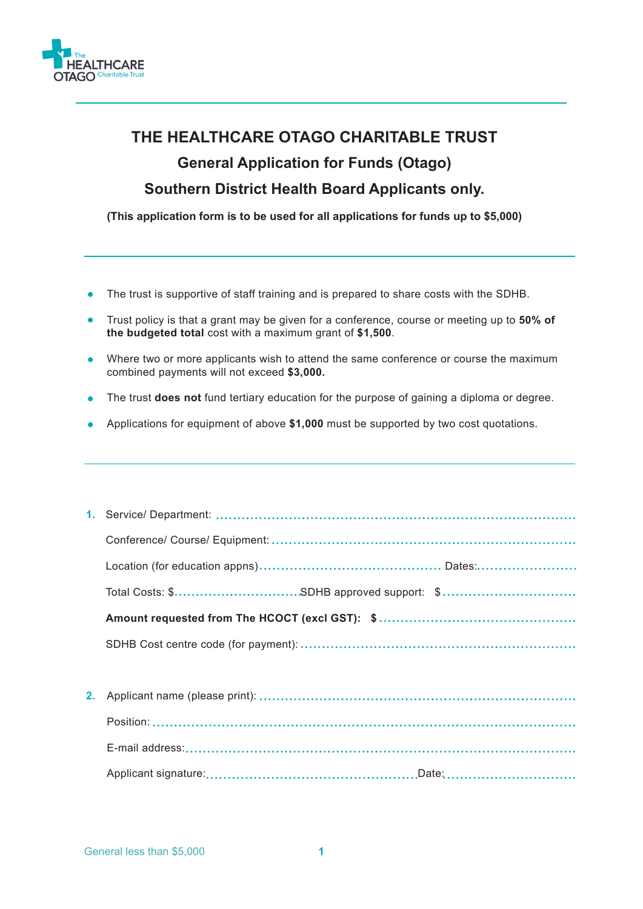# THE HEALTHCARE OTAGO CHARITABLE TRUST

## General Application for Funds (Otago)

## Southern District Health Board Applicants only.

**(This application form is to be used for all applications for funds up to $5,000)**

- The trust is supportive of staff training and is prepared to share costs with the SDHB.
- Trust policy is that a grant may be given for a conference, course or meeting up to **50% of the budgeted total** cost with a maximum grant of **$1,500**.
- Where two or more applicants wish to attend the same conference or course the maximum combined payments will not exceed **$3,000.**
- The trust **does not** fund tertiary education for the purpose of gaining a diploma or degree.
- Applications for equipment of above **$1,000** must be supported by two cost quotations.

---

**1.** Service/ Department: ..............................................................................

Conference/ Course/ Equipment: ..............................................................................

Location (for education appns).......................................... Dates:.......................

Total Costs: $.............................SDHB approved support: $..............................

**Amount requested from The HCOCT (excl GST): $** ..............................................

SDHB Cost centre code (for payment): ........................................................................

**2.** Applicant name (please print): ..............................................................................

Position: ..............................................................................

E-mail address:..............................................................................

Applicant signature:.................................................Date:...............................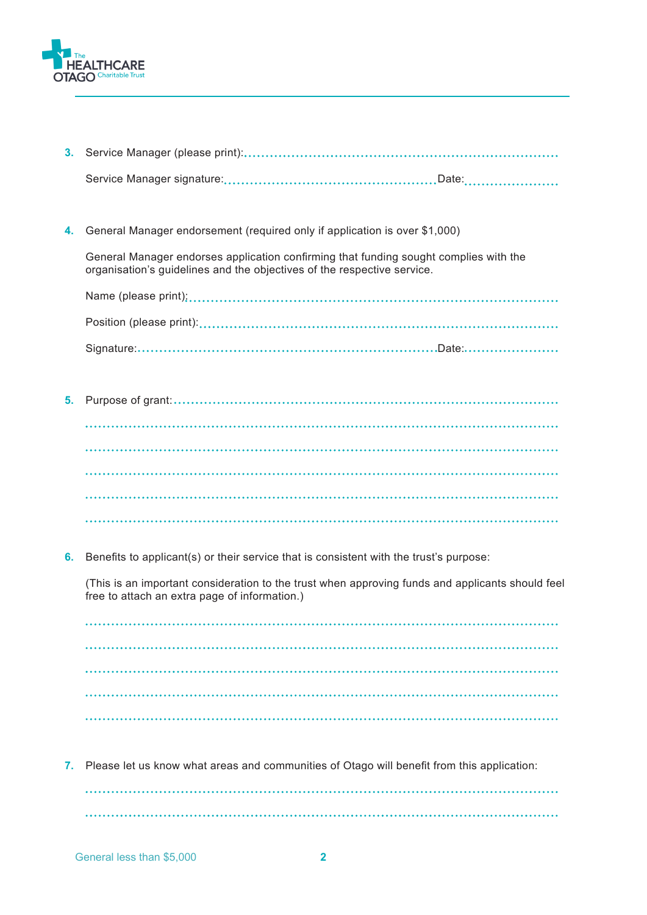3. Service Manager (please print):..........................................................................

   Service Manager signature:.................................................Date:......................

4. General Manager endorsement (required only if application is over $1,000)

   General Manager endorses application confirming that funding sought complies with the organisation's guidelines and the objectives of the respective service.

   Name (please print):.............................................................................................

   Position (please print):.........................................................................................

   Signature:...................................................................Date:......................

5. Purpose of grant:...............................................................................................

   ......................................................................................................................

   ......................................................................................................................

   ......................................................................................................................

   ......................................................................................................................

   ......................................................................................................................

6. Benefits to applicant(s) or their service that is consistent with the trust's purpose:

   (This is an important consideration to the trust when approving funds and applicants should feel free to attach an extra page of information.)

   ......................................................................................................................

   ......................................................................................................................

   ......................................................................................................................

   ......................................................................................................................

   ......................................................................................................................

7. Please let us know what areas and communities of Otago will benefit from this application:

   ......................................................................................................................

   ......................................................................................................................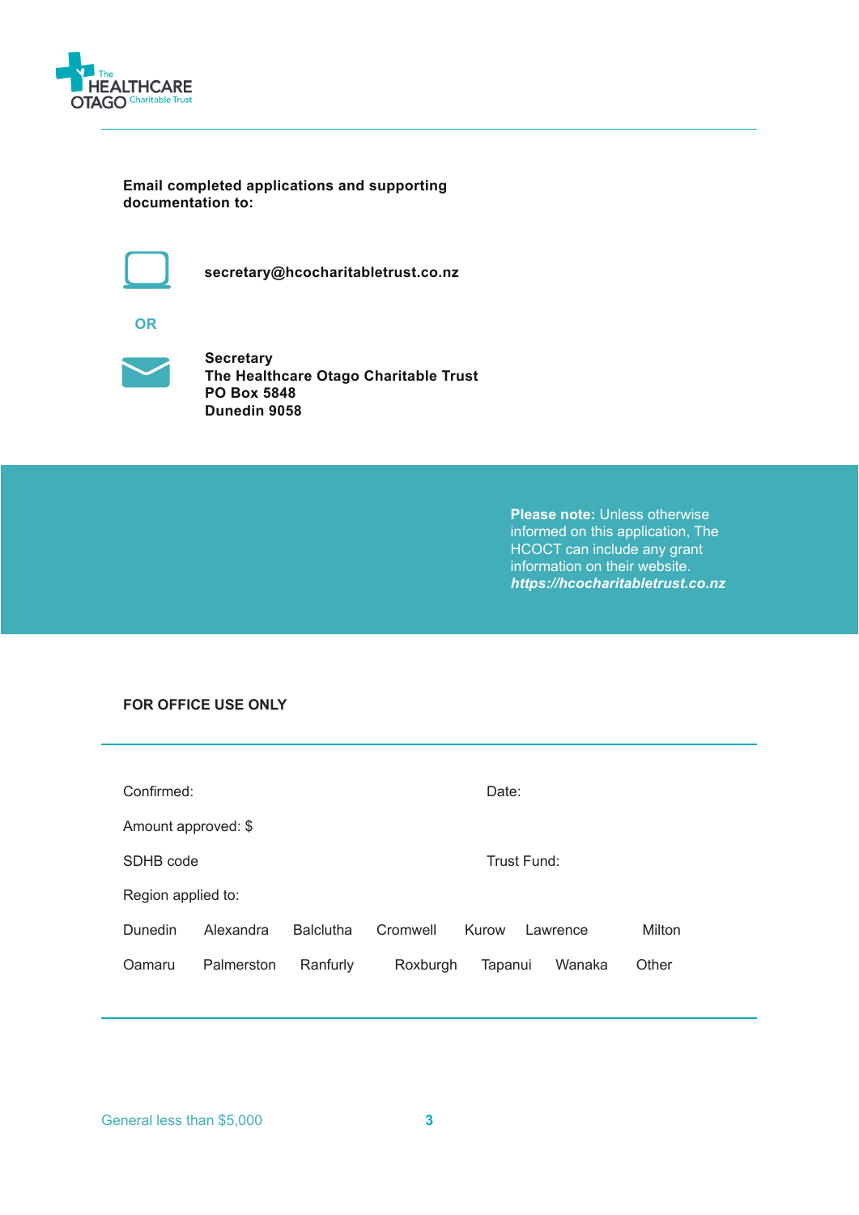**Email completed applications and supporting documentation to:**

**secretary@hcocharitabletrust.co.nz**

OR

**Secretary**
**The Healthcare Otago Charitable Trust**
**PO Box 5848**
**Dunedin 9058**

**Please note:** Unless otherwise informed on this application, The HCOCT can include any grant information on their website. ***https://hcocharitabletrust.co.nz***

**FOR OFFICE USE ONLY**

Confirmed: Date:

Amount approved: $

SDHB code Trust Fund:

Region applied to:

Dunedin Alexandra Balclutha Cromwell Kurow Lawrence Milton

Oamaru Palmerston Ranfurly Roxburgh Tapanui Wanaka Other

General less than $5,000